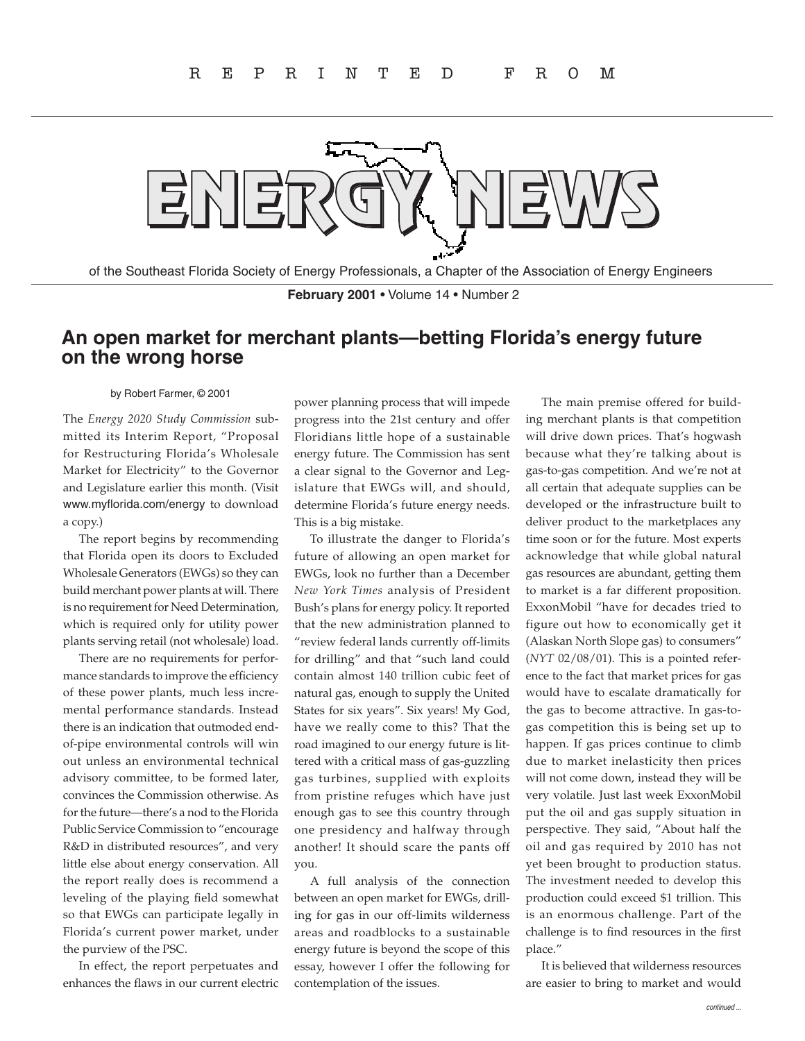R E P R I N T E D   F R O M

# ENERGY NEWS

of the Southeast Florida Society of Energy Professionals, a Chapter of the Association of Energy Engineers

**February 2001** • Volume 14 • Number 2

## An open market for merchant plants—betting Florida's energy future on the wrong horse

by Robert Farmer, © 2001

The *Energy 2020 Study Commission* submitted its Interim Report, "Proposal for Restructuring Florida's Wholesale Market for Electricity" to the Governor and Legislature earlier this month. (Visit www.myflorida.com/energy to download a copy.)

The report begins by recommending that Florida open its doors to Excluded Wholesale Generators (EWGs) so they can build merchant power plants at will. There is no requirement for Need Determination, which is required only for utility power plants serving retail (not wholesale) load.

There are no requirements for performance standards to improve the efficiency of these power plants, much less incremental performance standards. Instead there is an indication that outmoded end-of-pipe environmental controls will win out unless an environmental technical advisory committee, to be formed later, convinces the Commission otherwise. As for the future—there's a nod to the Florida Public Service Commission to "encourage R&D in distributed resources", and very little else about energy conservation. All the report really does is recommend a leveling of the playing field somewhat so that EWGs can participate legally in Florida's current power market, under the purview of the PSC.

In effect, the report perpetuates and enhances the flaws in our current electric power planning process that will impede progress into the 21st century and offer Floridians little hope of a sustainable energy future. The Commission has sent a clear signal to the Governor and Legislature that EWGs will, and should, determine Florida's future energy needs. This is a big mistake.

To illustrate the danger to Florida's future of allowing an open market for EWGs, look no further than a December *New York Times* analysis of President Bush's plans for energy policy. It reported that the new administration planned to "review federal lands currently off-limits for drilling" and that "such land could contain almost 140 trillion cubic feet of natural gas, enough to supply the United States for six years". Six years! My God, have we really come to this? That the road imagined to our energy future is littered with a critical mass of gas-guzzling gas turbines, supplied with exploits from pristine refuges which have just enough gas to see this country through one presidency and halfway through another! It should scare the pants off you.

A full analysis of the connection between an open market for EWGs, drilling for gas in our off-limits wilderness areas and roadblocks to a sustainable energy future is beyond the scope of this essay, however I offer the following for contemplation of the issues.

The main premise offered for building merchant plants is that competition will drive down prices. That's hogwash because what they're talking about is gas-to-gas competition. And we're not at all certain that adequate supplies can be developed or the infrastructure built to deliver product to the marketplaces any time soon or for the future. Most experts acknowledge that while global natural gas resources are abundant, getting them to market is a far different proposition. ExxonMobil "have for decades tried to figure out how to economically get it (Alaskan North Slope gas) to consumers" (*NYT* 02/08/01). This is a pointed reference to the fact that market prices for gas would have to escalate dramatically for the gas to become attractive. In gas-to-gas competition this is being set up to happen. If gas prices continue to climb due to market inelasticity then prices will not come down, instead they will be very volatile. Just last week ExxonMobil put the oil and gas supply situation in perspective. They said, "About half the oil and gas required by 2010 has not yet been brought to production status. The investment needed to develop this production could exceed $1 trillion. This is an enormous challenge. Part of the challenge is to find resources in the first place."

It is believed that wilderness resources are easier to bring to market and would

*continued ...*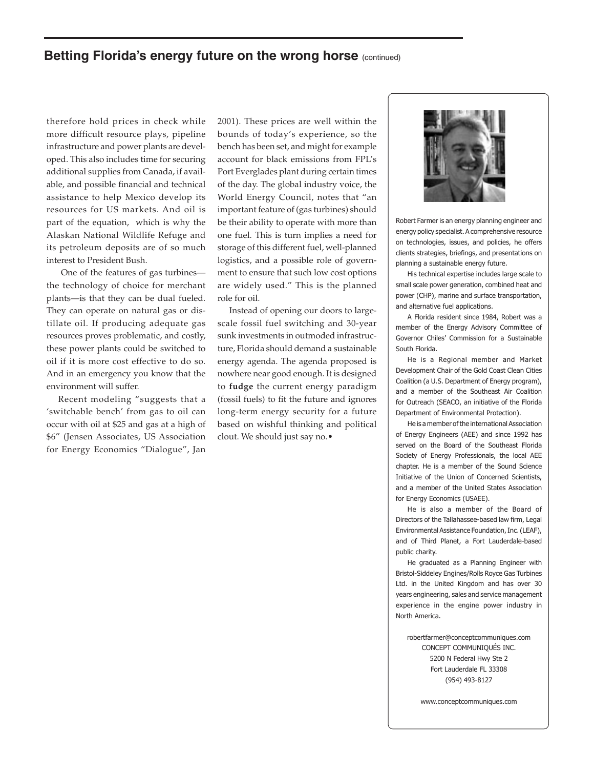## Betting Florida's energy future on the wrong horse (continued)

therefore hold prices in check while more difficult resource plays, pipeline infrastructure and power plants are developed. This also includes time for securing additional supplies from Canada, if available, and possible financial and technical assistance to help Mexico develop its resources for US markets. And oil is part of the equation, which is why the Alaskan National Wildlife Refuge and its petroleum deposits are of so much interest to President Bush.

One of the features of gas turbines—the technology of choice for merchant plants—is that they can be dual fueled. They can operate on natural gas or distillate oil. If producing adequate gas resources proves problematic, and costly, these power plants could be switched to oil if it is more cost effective to do so. And in an emergency you know that the environment will suffer.

Recent modeling "suggests that a 'switchable bench' from gas to oil can occur with oil at $25 and gas at a high of $6" (Jensen Associates, US Association for Energy Economics "Dialogue", Jan 2001). These prices are well within the bounds of today's experience, so the bench has been set, and might for example account for black emissions from FPL's Port Everglades plant during certain times of the day. The global industry voice, the World Energy Council, notes that "an important feature of (gas turbines) should be their ability to operate with more than one fuel. This is turn implies a need for storage of this different fuel, well-planned logistics, and a possible role of government to ensure that such low cost options are widely used." This is the planned role for oil.

Instead of opening our doors to large-scale fossil fuel switching and 30-year sunk investments in outmoded infrastructure, Florida should demand a sustainable energy agenda. The agenda proposed is nowhere near good enough. It is designed to **fudge** the current energy paradigm (fossil fuels) to fit the future and ignores long-term energy security for a future based on wishful thinking and political clout. We should just say no.•

---

Robert Farmer is an energy planning engineer and energy policy specialist. A comprehensive resource on technologies, issues, and policies, he offers clients strategies, briefings, and presentations on planning a sustainable energy future.

His technical expertise includes large scale to small scale power generation, combined heat and power (CHP), marine and surface transportation, and alternative fuel applications.

A Florida resident since 1984, Robert was a member of the Energy Advisory Committee of Governor Chiles' Commission for a Sustainable South Florida.

He is a Regional member and Market Development Chair of the Gold Coast Clean Cities Coalition (a U.S. Department of Energy program), and a member of the Southeast Air Coalition for Outreach (SEACO, an initiative of the Florida Department of Environmental Protection).

He is a member of the international Association of Energy Engineers (AEE) and since 1992 has served on the Board of the Southeast Florida Society of Energy Professionals, the local AEE chapter. He is a member of the Sound Science Initiative of the Union of Concerned Scientists, and a member of the United States Association for Energy Economics (USAEE).

He is also a member of the Board of Directors of the Tallahassee-based law firm, Legal Environmental Assistance Foundation, Inc. (LEAF), and of Third Planet, a Fort Lauderdale-based public charity.

He graduated as a Planning Engineer with Bristol-Siddeley Engines/Rolls Royce Gas Turbines Ltd. in the United Kingdom and has over 30 years engineering, sales and service management experience in the engine power industry in North America.

robertfarmer@conceptcommuniques.com
CONCEPT COMMUNIQUÉS INC.
5200 N Federal Hwy Ste 2
Fort Lauderdale FL 33308
(954) 493-8127

www.conceptcommuniques.com